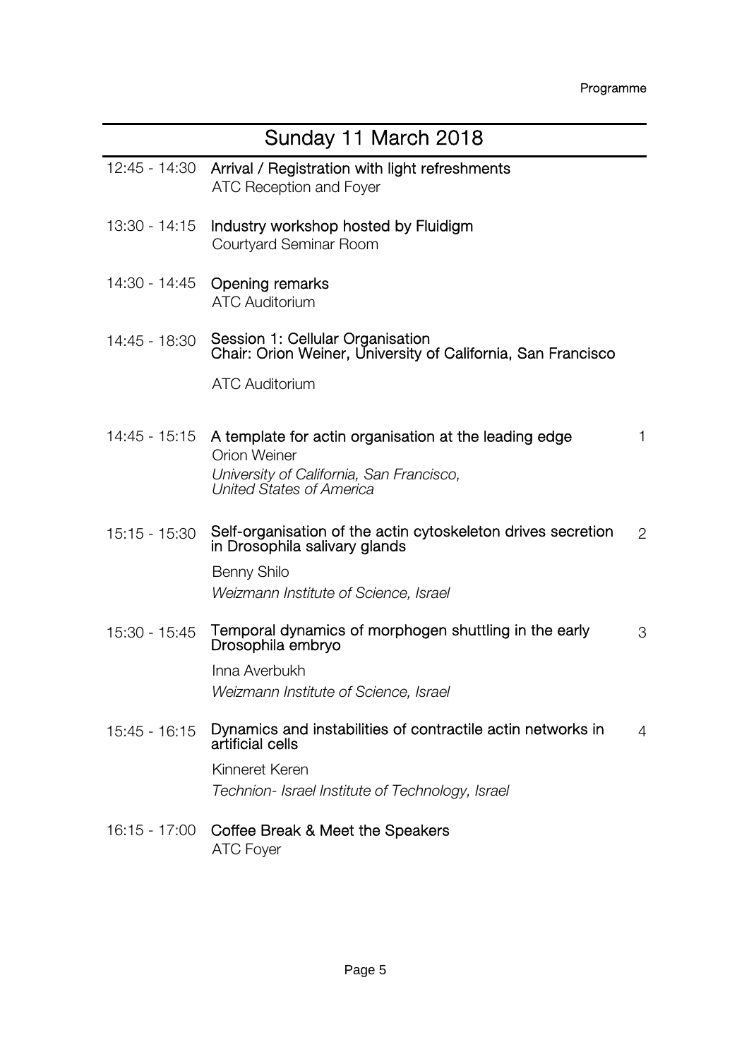# Sunday 11 March 2018

**12:45 - 14:30** **Arrival / Registration with light refreshments**
ATC Reception and Foyer

**13:30 - 14:15** **Industry workshop hosted by Fluidigm**
Courtyard Seminar Room

**14:30 - 14:45** **Opening remarks**
ATC Auditorium

**14:45 - 18:30** **Session 1: Cellular Organisation**
**Chair: Orion Weiner, University of California, San Francisco**

ATC Auditorium

**14:45 - 15:15** **A template for actin organisation at the leading edge** — 1
Orion Weiner
*University of California, San Francisco, United States of America*

**15:15 - 15:30** **Self-organisation of the actin cytoskeleton drives secretion in Drosophila salivary glands** — 2
Benny Shilo
*Weizmann Institute of Science, Israel*

**15:30 - 15:45** **Temporal dynamics of morphogen shuttling in the early Drosophila embryo** — 3
Inna Averbukh
*Weizmann Institute of Science, Israel*

**15:45 - 16:15** **Dynamics and instabilities of contractile actin networks in artificial cells** — 4
Kinneret Keren
*Technion- Israel Institute of Technology, Israel*

**16:15 - 17:00** **Coffee Break & Meet the Speakers**
ATC Foyer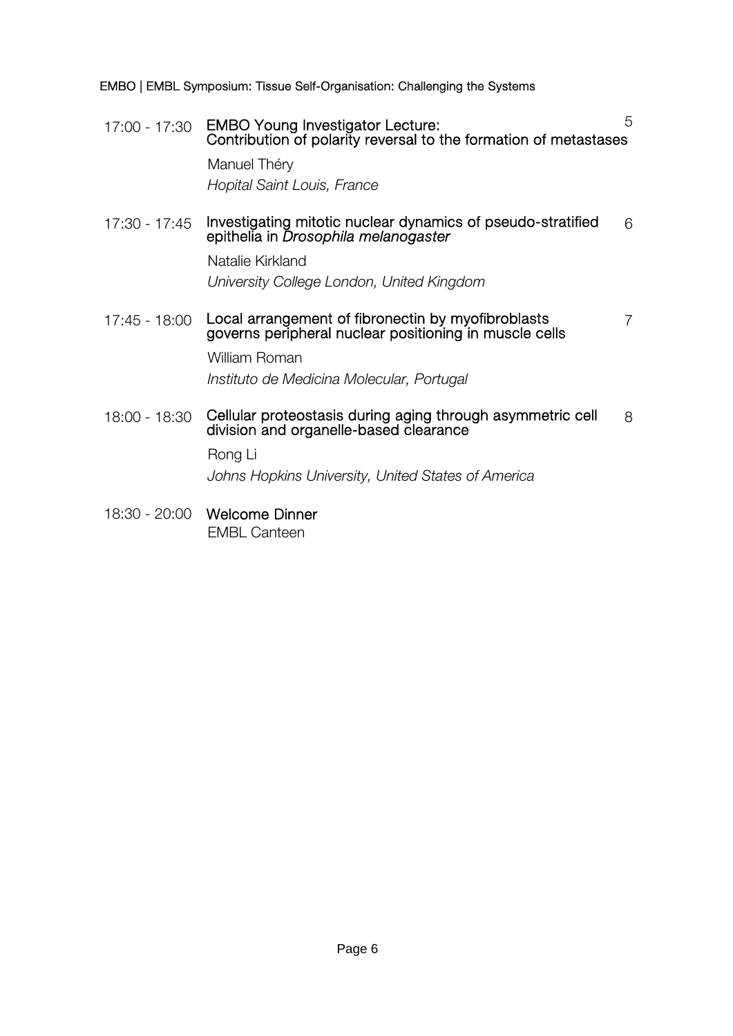| | | |
|---|---|---|
| 17:00 - 17:30 | **EMBO Young Investigator Lecture: Contribution of polarity reversal to the formation of metastases**<br>Manuel Théry<br>*Hopital Saint Louis, France* | 5 |
| 17:30 - 17:45 | **Investigating mitotic nuclear dynamics of pseudo-stratified epithelia in *Drosophila melanogaster***<br>Natalie Kirkland<br>*University College London, United Kingdom* | 6 |
| 17:45 - 18:00 | **Local arrangement of fibronectin by myofibroblasts governs peripheral nuclear positioning in muscle cells**<br>William Roman<br>*Instituto de Medicina Molecular, Portugal* | 7 |
| 18:00 - 18:30 | **Cellular proteostasis during aging through asymmetric cell division and organelle-based clearance**<br>Rong Li<br>*Johns Hopkins University, United States of America* | 8 |
| 18:30 - 20:00 | **Welcome Dinner**<br>EMBL Canteen | |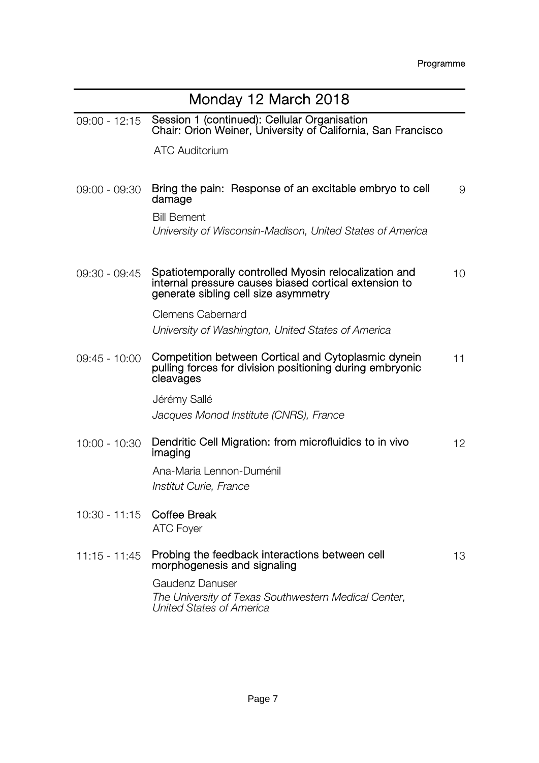## Monday 12 March 2018

**09:00 - 12:15** **Session 1 (continued): Cellular Organisation**
**Chair: Orion Weiner, University of California, San Francisco**

ATC Auditorium

**09:00 - 09:30** **Bring the pain: Response of an excitable embryo to cell damage** — 9

Bill Bement
*University of Wisconsin-Madison, United States of America*

**09:30 - 09:45** **Spatiotemporally controlled Myosin relocalization and internal pressure causes biased cortical extension to generate sibling cell size asymmetry** — 10

Clemens Cabernard
*University of Washington, United States of America*

**09:45 - 10:00** **Competition between Cortical and Cytoplasmic dynein pulling forces for division positioning during embryonic cleavages** — 11

Jérémy Sallé
*Jacques Monod Institute (CNRS), France*

**10:00 - 10:30** **Dendritic Cell Migration: from microfluidics to in vivo imaging** — 12

Ana-Maria Lennon-Duménil
*Institut Curie, France*

**10:30 - 11:15** **Coffee Break**
ATC Foyer

**11:15 - 11:45** **Probing the feedback interactions between cell morphogenesis and signaling** — 13

Gaudenz Danuser
*The University of Texas Southwestern Medical Center, United States of America*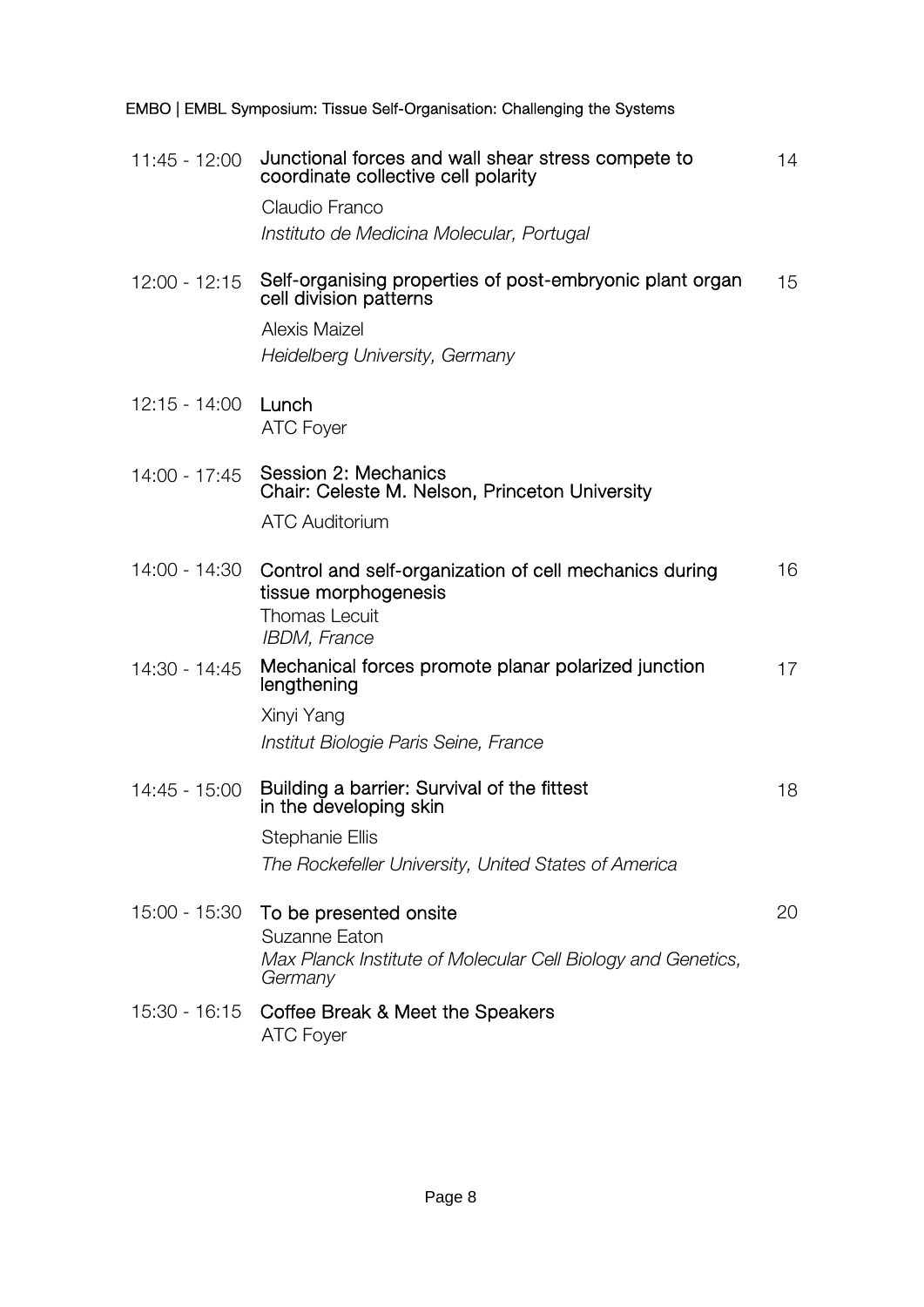| | | |
|---|---|---|
| 11:45 - 12:00 | **Junctional forces and wall shear stress compete to coordinate collective cell polarity**<br>Claudio Franco<br>*Instituto de Medicina Molecular, Portugal* | 14 |
| 12:00 - 12:15 | **Self-organising properties of post-embryonic plant organ cell division patterns**<br>Alexis Maizel<br>*Heidelberg University, Germany* | 15 |
| 12:15 - 14:00 | **Lunch**<br>ATC Foyer | |
| 14:00 - 17:45 | **Session 2: Mechanics**<br>**Chair: Celeste M. Nelson, Princeton University**<br>ATC Auditorium | |
| 14:00 - 14:30 | **Control and self-organization of cell mechanics during tissue morphogenesis**<br>Thomas Lecuit<br>*IBDM, France* | 16 |
| 14:30 - 14:45 | **Mechanical forces promote planar polarized junction lengthening**<br>Xinyi Yang<br>*Institut Biologie Paris Seine, France* | 17 |
| 14:45 - 15:00 | **Building a barrier: Survival of the fittest in the developing skin**<br>Stephanie Ellis<br>*The Rockefeller University, United States of America* | 18 |
| 15:00 - 15:30 | **To be presented onsite**<br>Suzanne Eaton<br>*Max Planck Institute of Molecular Cell Biology and Genetics, Germany* | 20 |
| 15:30 - 16:15 | **Coffee Break & Meet the Speakers**<br>ATC Foyer | |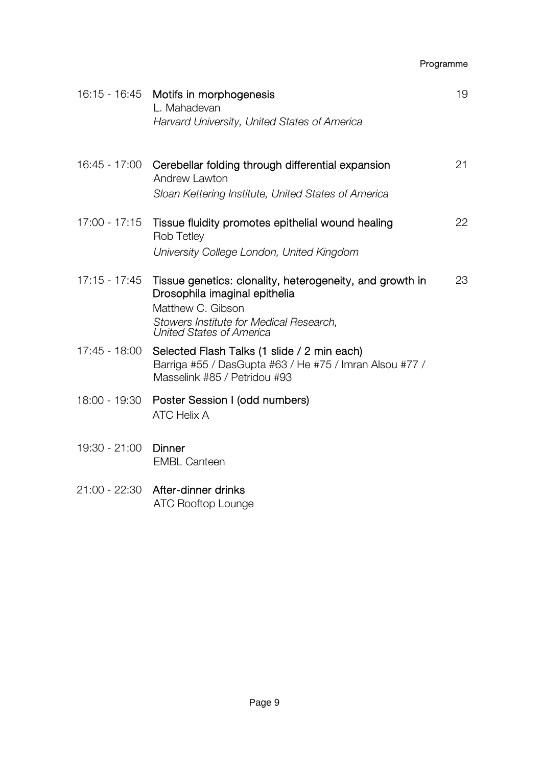| | | |
|---|---|---|
| 16:15 - 16:45 | **Motifs in morphogenesis**<br>L. Mahadevan<br>*Harvard University, United States of America* | 19 |
| 16:45 - 17:00 | **Cerebellar folding through differential expansion**<br>Andrew Lawton<br>*Sloan Kettering Institute, United States of America* | 21 |
| 17:00 - 17:15 | **Tissue fluidity promotes epithelial wound healing**<br>Rob Tetley<br>*University College London, United Kingdom* | 22 |
| 17:15 - 17:45 | **Tissue genetics: clonality, heterogeneity, and growth in Drosophila imaginal epithelia**<br>Matthew C. Gibson<br>*Stowers Institute for Medical Research, United States of America* | 23 |
| 17:45 - 18:00 | **Selected Flash Talks (1 slide / 2 min each)**<br>Barriga #55 / DasGupta #63 / He #75 / Imran Alsou #77 / Masselink #85 / Petridou #93 | |
| 18:00 - 19:30 | **Poster Session I (odd numbers)**<br>ATC Helix A | |
| 19:30 - 21:00 | **Dinner**<br>EMBL Canteen | |
| 21:00 - 22:30 | **After-dinner drinks**<br>ATC Rooftop Lounge | |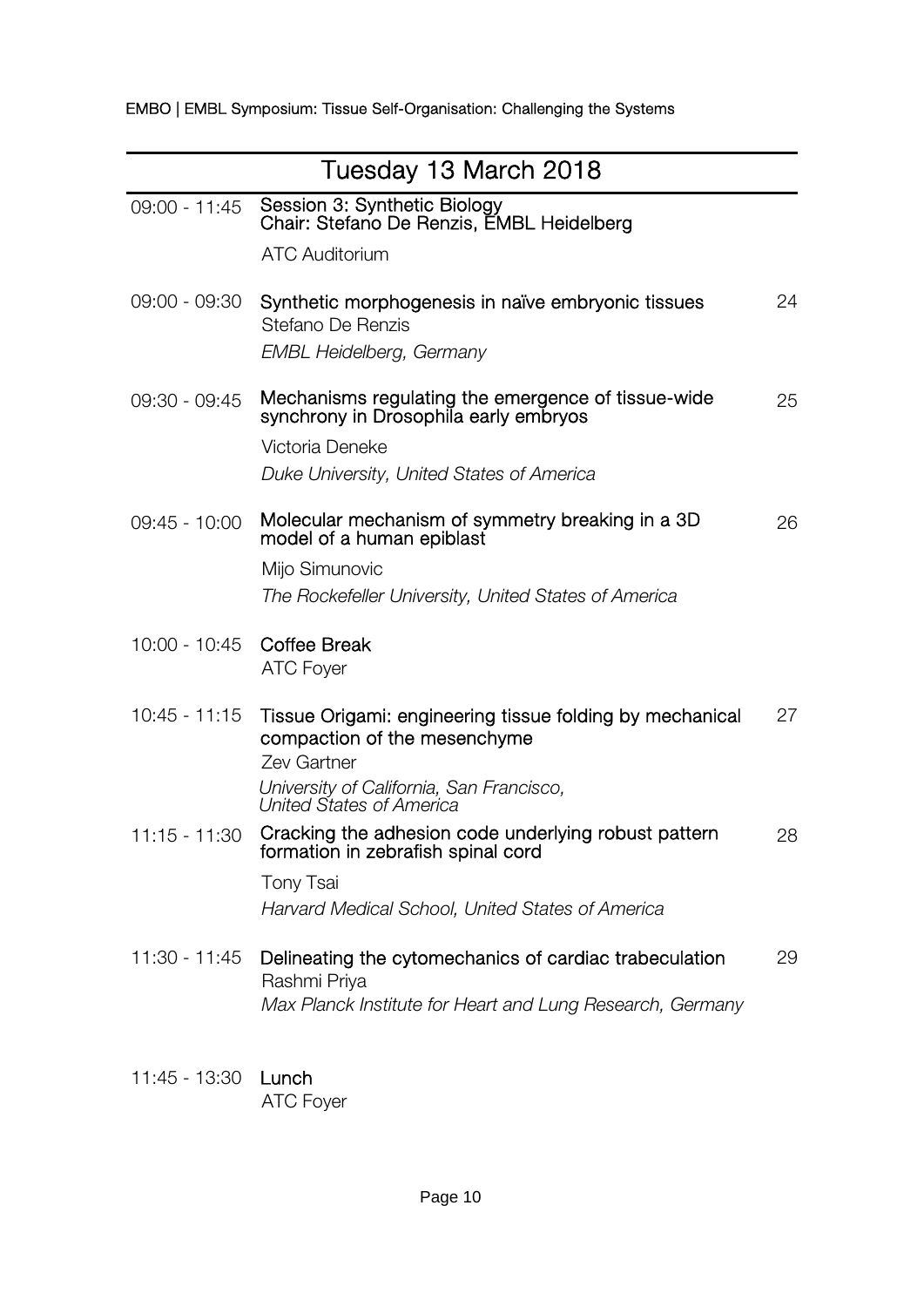## Tuesday 13 March 2018

| | | |
|---|---|---|
| 09:00 - 11:45 | **Session 3: Synthetic Biology**<br>**Chair: Stefano De Renzis, EMBL Heidelberg**<br>ATC Auditorium | |
| 09:00 - 09:30 | **Synthetic morphogenesis in naïve embryonic tissues**<br>Stefano De Renzis<br>*EMBL Heidelberg, Germany* | 24 |
| 09:30 - 09:45 | **Mechanisms regulating the emergence of tissue-wide synchrony in Drosophila early embryos**<br>Victoria Deneke<br>*Duke University, United States of America* | 25 |
| 09:45 - 10:00 | **Molecular mechanism of symmetry breaking in a 3D model of a human epiblast**<br>Mijo Simunovic<br>*The Rockefeller University, United States of America* | 26 |
| 10:00 - 10:45 | **Coffee Break**<br>ATC Foyer | |
| 10:45 - 11:15 | **Tissue Origami: engineering tissue folding by mechanical compaction of the mesenchyme**<br>Zev Gartner<br>*University of California, San Francisco, United States of America* | 27 |
| 11:15 - 11:30 | **Cracking the adhesion code underlying robust pattern formation in zebrafish spinal cord**<br>Tony Tsai<br>*Harvard Medical School, United States of America* | 28 |
| 11:30 - 11:45 | **Delineating the cytomechanics of cardiac trabeculation**<br>Rashmi Priya<br>*Max Planck Institute for Heart and Lung Research, Germany* | 29 |
| 11:45 - 13:30 | **Lunch**<br>ATC Foyer | |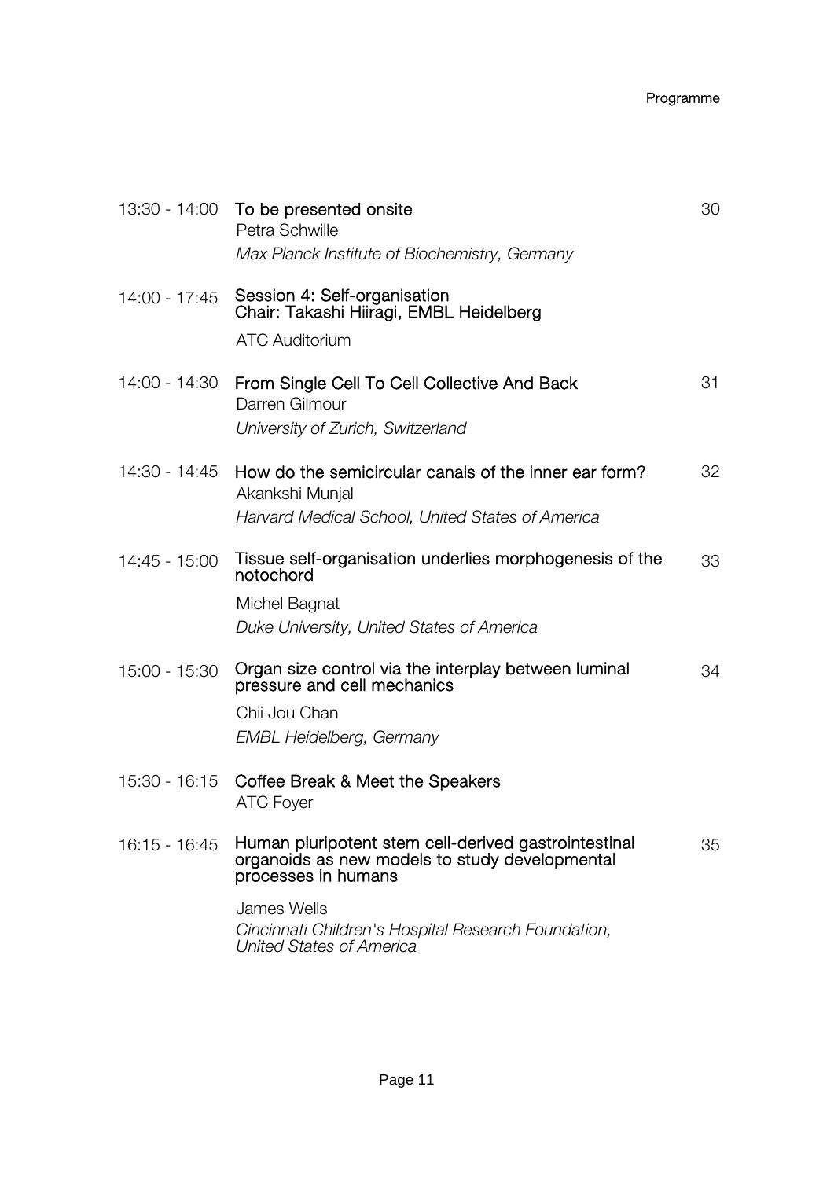| Time | Session | Page |
|---|---|---|
| 13:30 - 14:00 | **To be presented onsite**<br>Petra Schwille<br>*Max Planck Institute of Biochemistry, Germany* | 30 |
| 14:00 - 17:45 | **Session 4: Self-organisation**<br>**Chair: Takashi Hiiragi, EMBL Heidelberg**<br>ATC Auditorium | |
| 14:00 - 14:30 | **From Single Cell To Cell Collective And Back**<br>Darren Gilmour<br>*University of Zurich, Switzerland* | 31 |
| 14:30 - 14:45 | **How do the semicircular canals of the inner ear form?**<br>Akankshi Munjal<br>*Harvard Medical School, United States of America* | 32 |
| 14:45 - 15:00 | **Tissue self-organisation underlies morphogenesis of the notochord**<br>Michel Bagnat<br>*Duke University, United States of America* | 33 |
| 15:00 - 15:30 | **Organ size control via the interplay between luminal pressure and cell mechanics**<br>Chii Jou Chan<br>*EMBL Heidelberg, Germany* | 34 |
| 15:30 - 16:15 | **Coffee Break & Meet the Speakers**<br>ATC Foyer | |
| 16:15 - 16:45 | **Human pluripotent stem cell-derived gastrointestinal organoids as new models to study developmental processes in humans**<br>James Wells<br>*Cincinnati Children's Hospital Research Foundation, United States of America* | 35 |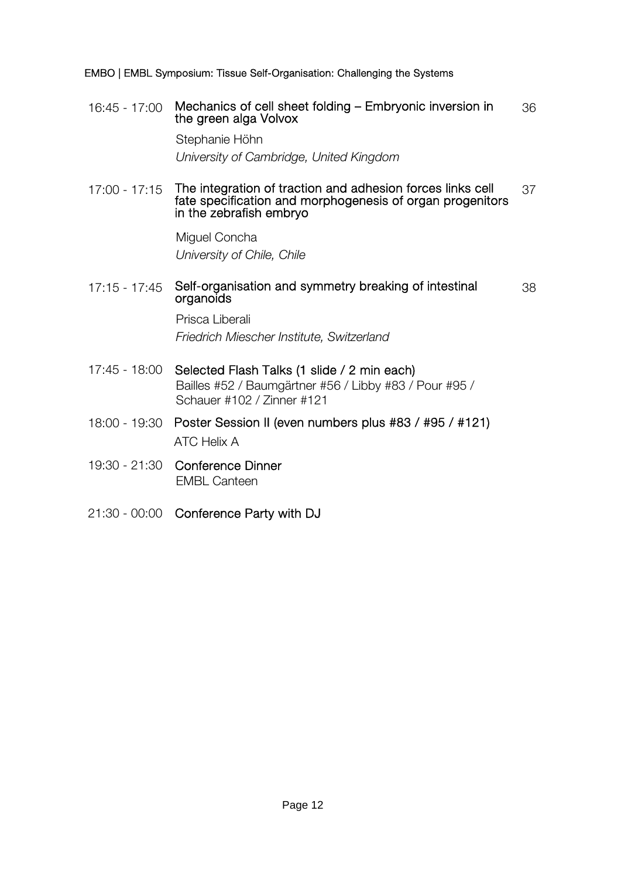| Time | Session | Page |
| --- | --- | --- |
| 16:45 - 17:00 | **Mechanics of cell sheet folding – Embryonic inversion in the green alga Volvox**<br>Stephanie Höhn<br>*University of Cambridge, United Kingdom* | 36 |
| 17:00 - 17:15 | **The integration of traction and adhesion forces links cell fate specification and morphogenesis of organ progenitors in the zebrafish embryo**<br>Miguel Concha<br>*University of Chile, Chile* | 37 |
| 17:15 - 17:45 | **Self-organisation and symmetry breaking of intestinal organoids**<br>Prisca Liberali<br>*Friedrich Miescher Institute, Switzerland* | 38 |
| 17:45 - 18:00 | **Selected Flash Talks (1 slide / 2 min each)**<br>Bailles #52 / Baumgärtner #56 / Libby #83 / Pour #95 / Schauer #102 / Zinner #121 | |
| 18:00 - 19:30 | **Poster Session II (even numbers plus #83 / #95 / #121)**<br>ATC Helix A | |
| 19:30 - 21:30 | **Conference Dinner**<br>EMBL Canteen | |
| 21:30 - 00:00 | **Conference Party with DJ** | |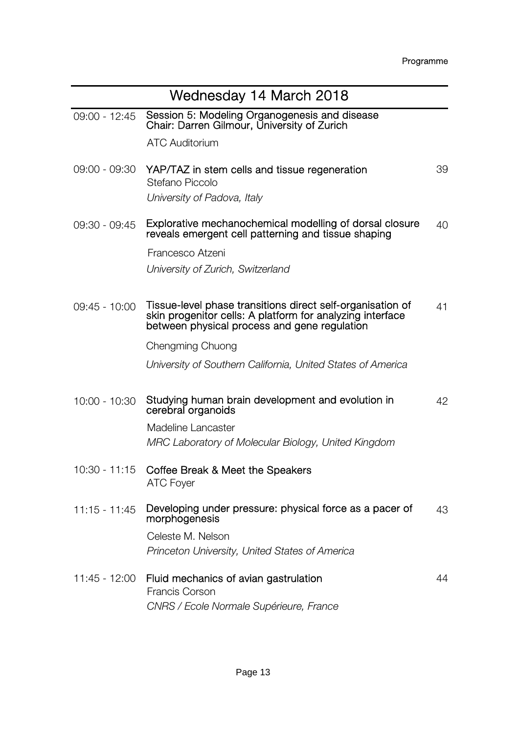## Wednesday 14 March 2018

| Time | Session | Page |
|---|---|---|
| 09:00 - 12:45 | **Session 5: Modeling Organogenesis and disease**<br>**Chair: Darren Gilmour, University of Zurich**<br>ATC Auditorium | |
| 09:00 - 09:30 | **YAP/TAZ in stem cells and tissue regeneration**<br>Stefano Piccolo<br>*University of Padova, Italy* | 39 |
| 09:30 - 09:45 | **Explorative mechanochemical modelling of dorsal closure reveals emergent cell patterning and tissue shaping**<br>Francesco Atzeni<br>*University of Zurich, Switzerland* | 40 |
| 09:45 - 10:00 | **Tissue-level phase transitions direct self-organisation of skin progenitor cells: A platform for analyzing interface between physical process and gene regulation**<br>Chengming Chuong<br>*University of Southern California, United States of America* | 41 |
| 10:00 - 10:30 | **Studying human brain development and evolution in cerebral organoids**<br>Madeline Lancaster<br>*MRC Laboratory of Molecular Biology, United Kingdom* | 42 |
| 10:30 - 11:15 | **Coffee Break & Meet the Speakers**<br>ATC Foyer | |
| 11:15 - 11:45 | **Developing under pressure: physical force as a pacer of morphogenesis**<br>Celeste M. Nelson<br>*Princeton University, United States of America* | 43 |
| 11:45 - 12:00 | **Fluid mechanics of avian gastrulation**<br>Francis Corson<br>*CNRS / Ecole Normale Supérieure, France* | 44 |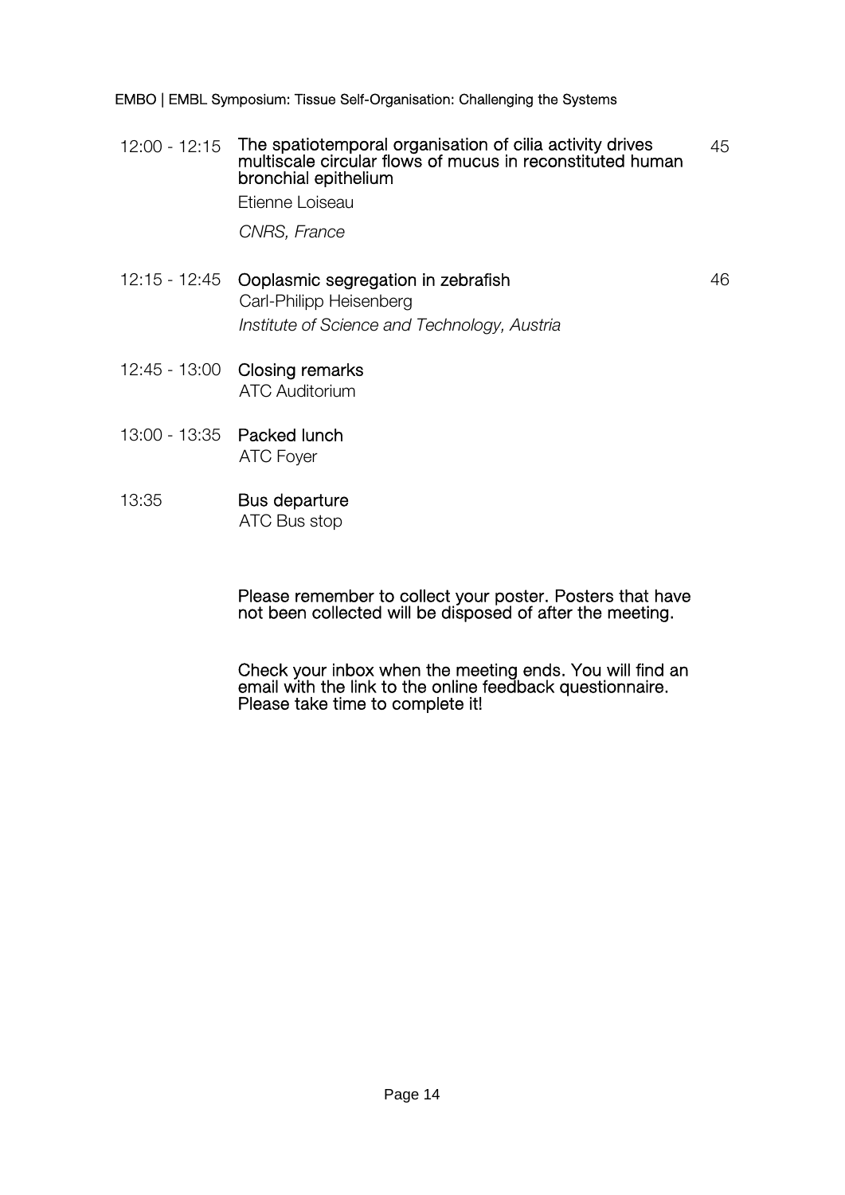12:00 - 12:15 **The spatiotemporal organisation of cilia activity drives multiscale circular flows of mucus in reconstituted human bronchial epithelium** 45

Etienne Loiseau

*CNRS, France*

12:15 - 12:45 **Ooplasmic segregation in zebrafish** 46

Carl-Philipp Heisenberg

*Institute of Science and Technology, Austria*

12:45 - 13:00 **Closing remarks**

ATC Auditorium

13:00 - 13:35 **Packed lunch**

ATC Foyer

13:35 **Bus departure**

ATC Bus stop

**Please remember to collect your poster. Posters that have not been collected will be disposed of after the meeting.**

**Check your inbox when the meeting ends. You will find an email with the link to the online feedback questionnaire. Please take time to complete it!**